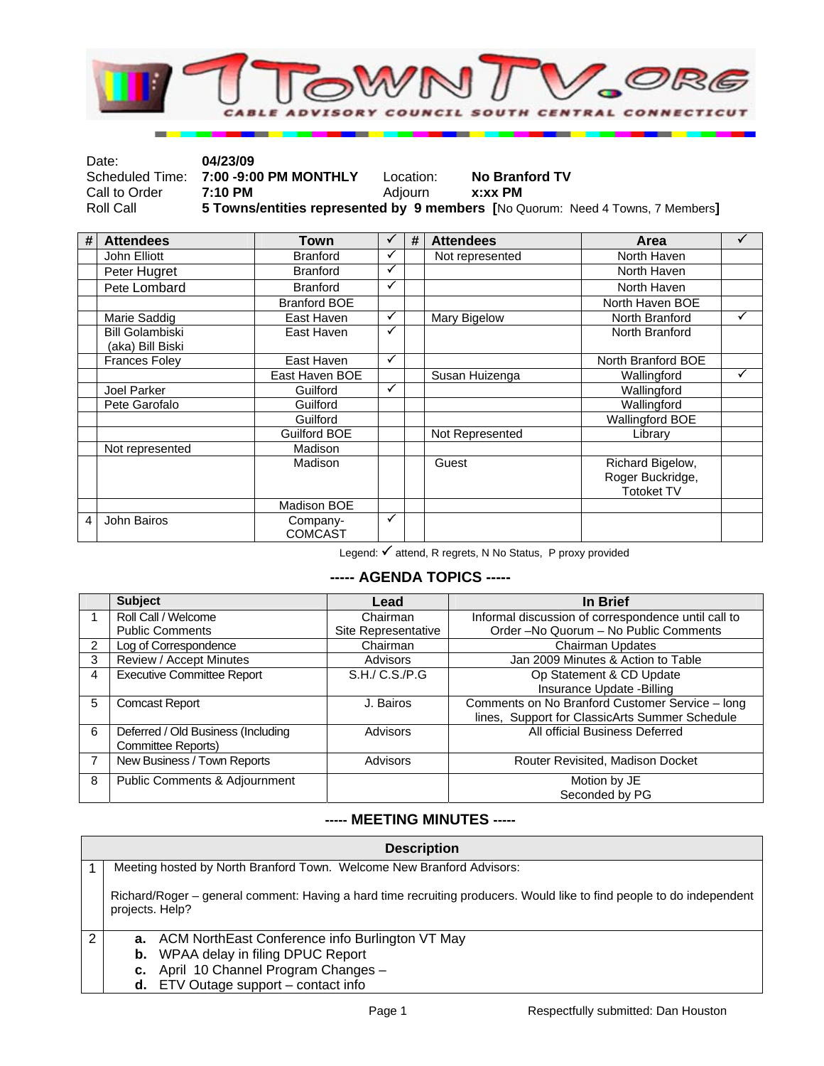# 1TOWNTV.ORG

CABLE ADVISORY COUNCIL SOUTH CENTRAL CONNECTICUT

| | | | |
|---|---|---|---|
| Date: | **04/23/09** | | |
| Scheduled Time: | **7:00 -9:00 PM MONTHLY** | Location: | **No Branford TV** |
| Call to Order | **7:10 PM** | Adjourn | **x:xx PM** |
| Roll Call | **5 Towns/entities represented by 9 members [**No Quorum: Need 4 Towns, 7 Members**]** | | |

| # | Attendees | Town | ✓ | # | Attendees | Area | ✓ |
|---|---|---|---|---|---|---|---|
| | John Elliott | Branford | ✓ | | Not represented | North Haven | |
| | Peter Hugret | Branford | ✓ | | | North Haven | |
| | Pete Lombard | Branford | ✓ | | | North Haven | |
| | | Branford BOE | | | | North Haven BOE | |
| | Marie Saddig | East Haven | ✓ | | Mary Bigelow | North Branford | ✓ |
| | Bill Golambiski (aka) Bill Biski | East Haven | ✓ | | | North Branford | |
| | Frances Foley | East Haven | ✓ | | | North Branford BOE | |
| | | East Haven BOE | | | Susan Huizenga | Wallingford | ✓ |
| | Joel Parker | Guilford | ✓ | | | Wallingford | |
| | Pete Garofalo | Guilford | | | | Wallingford | |
| | | Guilford | | | | Wallingford BOE | |
| | | Guilford BOE | | | Not Represented | Library | |
| | Not represented | Madison | | | | | |
| | | Madison | | | Guest | Richard Bigelow, Roger Buckridge, Totoket TV | |
| | | Madison BOE | | | | | |
| 4 | John Bairos | Company-COMCAST | ✓ | | | | |

Legend: ✓ attend, R regrets, N No Status, P proxy provided

## ----- AGENDA TOPICS -----

| | Subject | Lead | In Brief |
|---|---|---|---|
| 1 | Roll Call / Welcome<br>Public Comments | Chairman<br>Site Representative | Informal discussion of correspondence until call to Order –No Quorum – No Public Comments |
| 2 | Log of Correspondence | Chairman | Chairman Updates |
| 3 | Review / Accept Minutes | Advisors | Jan 2009 Minutes & Action to Table |
| 4 | Executive Committee Report | S.H./ C.S./P.G | Op Statement & CD Update<br>Insurance Update -Billing |
| 5 | Comcast Report | J. Bairos | Comments on No Branford Customer Service – long lines, Support for ClassicArts Summer Schedule |
| 6 | Deferred / Old Business (Including Committee Reports) | Advisors | All official Business Deferred |
| 7 | New Business / Town Reports | Advisors | Router Revisited, Madison Docket |
| 8 | Public Comments & Adjournment | | Motion by JE<br>Seconded by PG |

## ----- MEETING MINUTES -----

| | Description |
|---|---|
| 1 | Meeting hosted by North Branford Town. Welcome New Branford Advisors:<br><br>Richard/Roger – general comment: Having a hard time recruiting producers. Would like to find people to do independent projects. Help? |
| 2 | **a.** ACM NorthEast Conference info Burlington VT May<br>**b.** WPAA delay in filing DPUC Report<br>**c.** April 10 Channel Program Changes –<br>**d.** ETV Outage support – contact info |

Respectfully submitted: Dan Houston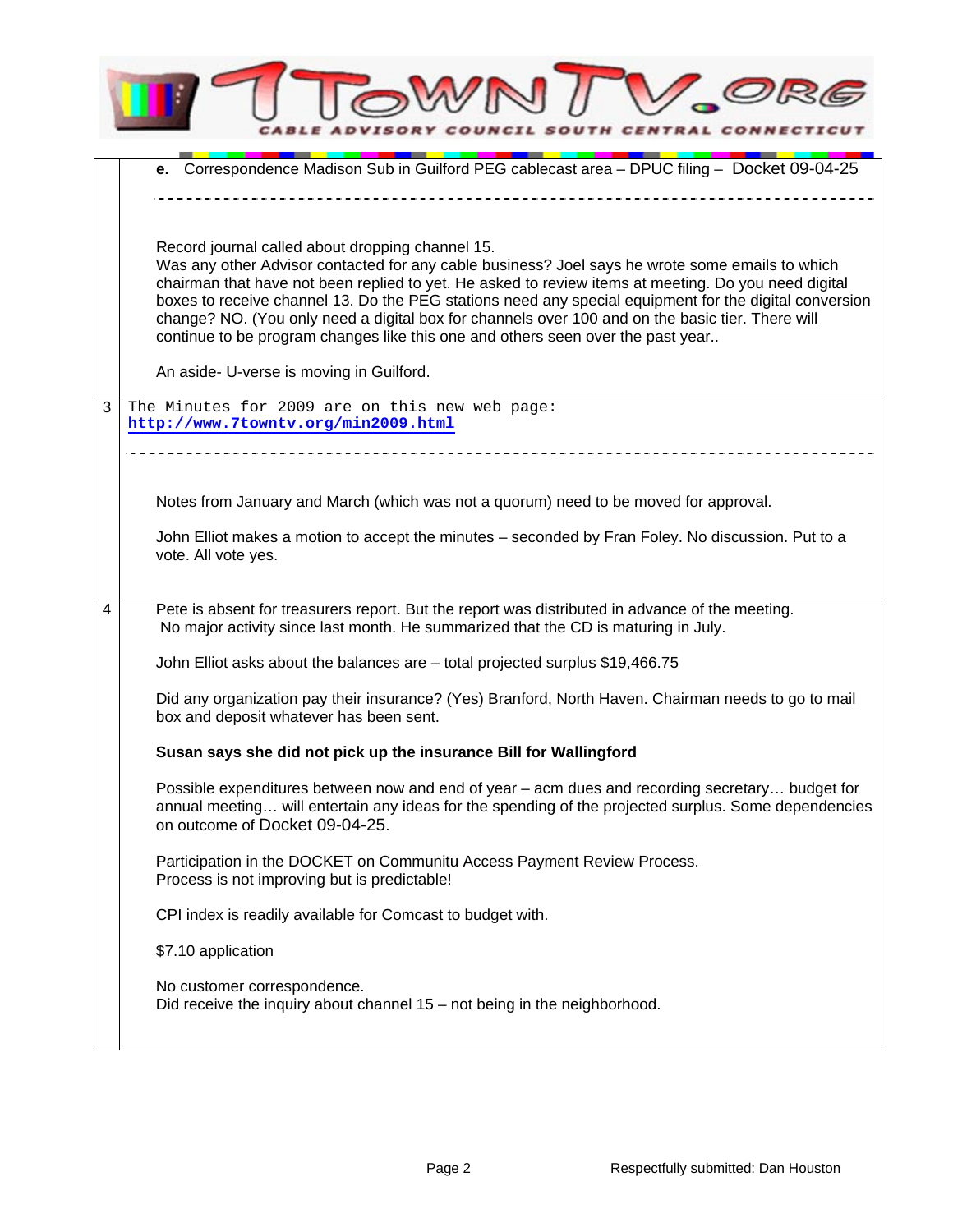| | |
|---|---|
| | **e.** Correspondence Madison Sub in Guilford PEG cablecast area – DPUC filing – Docket 09-04-25<br><br>Record journal called about dropping channel 15.<br>Was any other Advisor contacted for any cable business? Joel says he wrote some emails to which chairman that have not been replied to yet. He asked to review items at meeting. Do you need digital boxes to receive channel 13. Do the PEG stations need any special equipment for the digital conversion change? NO. (You only need a digital box for channels over 100 and on the basic tier. There will continue to be program changes like this one and others seen over the past year..<br><br>An aside- U-verse is moving in Guilford. |
| 3 | The Minutes for 2009 are on this new web page: **http://www.7towntv.org/min2009.html**<br><br>Notes from January and March (which was not a quorum) need to be moved for approval.<br><br>John Elliot makes a motion to accept the minutes – seconded by Fran Foley. No discussion. Put to a vote. All vote yes. |
| 4 | Pete is absent for treasurers report. But the report was distributed in advance of the meeting. No major activity since last month. He summarized that the CD is maturing in July.<br><br>John Elliot asks about the balances are – total projected surplus $19,466.75<br><br>Did any organization pay their insurance? (Yes) Branford, North Haven. Chairman needs to go to mail box and deposit whatever has been sent.<br><br>**Susan says she did not pick up the insurance Bill for Wallingford**<br><br>Possible expenditures between now and end of year – acm dues and recording secretary… budget for annual meeting… will entertain any ideas for the spending of the projected surplus. Some dependencies on outcome of Docket 09-04-25.<br><br>Participation in the DOCKET on Communitu Access Payment Review Process.<br>Process is not improving but is predictable!<br><br>CPI index is readily available for Comcast to budget with.<br><br>$7.10 application<br><br>No customer correspondence.<br>Did receive the inquiry about channel 15 – not being in the neighborhood. |

Respectfully submitted: Dan Houston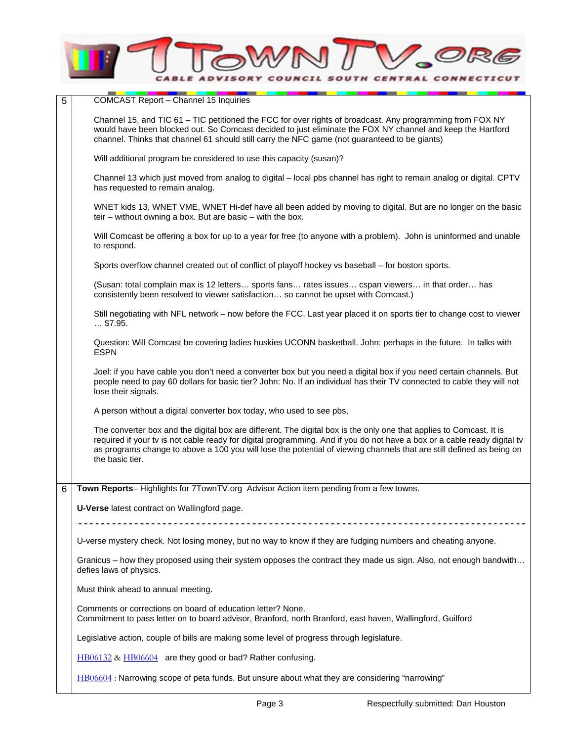| | |
|---|---|
| 5 | COMCAST Report – Channel 15 Inquiries<br><br>Channel 15, and TIC 61 – TIC petitioned the FCC for over rights of broadcast. Any programming from FOX NY would have been blocked out. So Comcast decided to just eliminate the FOX NY channel and keep the Hartford channel. Thinks that channel 61 should still carry the NFC game (not guaranteed to be giants)<br><br>Will additional program be considered to use this capacity (susan)?<br><br>Channel 13 which just moved from analog to digital – local pbs channel has right to remain analog or digital. CPTV has requested to remain analog.<br><br>WNET kids 13, WNET VME, WNET Hi-def have all been added by moving to digital. But are no longer on the basic teir – without owning a box. But are basic – with the box.<br><br>Will Comcast be offering a box for up to a year for free (to anyone with a problem). John is uninformed and unable to respond.<br><br>Sports overflow channel created out of conflict of playoff hockey vs baseball – for boston sports.<br><br>(Susan: total complain max is 12 letters… sports fans… rates issues… cspan viewers… in that order… has consistently been resolved to viewer satisfaction… so cannot be upset with Comcast.)<br><br>Still negotiating with NFL network – now before the FCC. Last year placed it on sports tier to change cost to viewer … $7.95.<br><br>Question: Will Comcast be covering ladies huskies UCONN basketball. John: perhaps in the future. In talks with ESPN<br><br>Joel: if you have cable you don't need a converter box but you need a digital box if you need certain channels. But people need to pay 60 dollars for basic tier? John: No. If an individual has their TV connected to cable they will not lose their signals.<br><br>A person without a digital converter box today, who used to see pbs,<br><br>The converter box and the digital box are different. The digital box is the only one that applies to Comcast. It is required if your tv is not cable ready for digital programming. And if you do not have a box or a cable ready digital tv as programs change to above a 100 you will lose the potential of viewing channels that are still defined as being on the basic tier. |
| 6 | **Town Reports**– Highlights for 7TownTV.org Advisor Action item pending from a few towns.<br><br>**U-Verse** latest contract on Wallingford page.<br><br>---<br><br>U-verse mystery check. Not losing money, but no way to know if they are fudging numbers and cheating anyone.<br><br>Granicus – how they proposed using their system opposes the contract they made us sign. Also, not enough bandwith… defies laws of physics.<br><br>Must think ahead to annual meeting.<br><br>Comments or corrections on board of education letter? None.<br>Commitment to pass letter on to board advisor, Branford, north Branford, east haven, Wallingford, Guilford<br><br>Legislative action, couple of bills are making some level of progress through legislature.<br><br>HB06132 & HB06604 are they good or bad? Rather confusing.<br><br>HB06604 : Narrowing scope of peta funds. But unsure about what they are considering "narrowing" |

Respectfully submitted: Dan Houston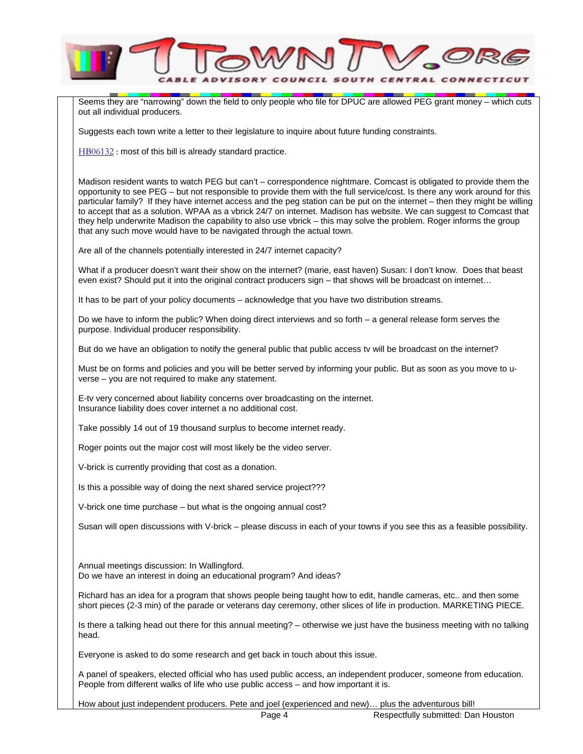Seems they are "narrowing" down the field to only people who file for DPUC are allowed PEG grant money – which cuts out all individual producers.

Suggests each town write a letter to their legislature to inquire about future funding constraints.

HB06132 : most of this bill is already standard practice.

Madison resident wants to watch PEG but can't – correspondence nightmare. Comcast is obligated to provide them the opportunity to see PEG – but not responsible to provide them with the full service/cost. Is there any work around for this particular family? If they have internet access and the peg station can be put on the internet – then they might be willing to accept that as a solution. WPAA as a vbrick 24/7 on internet. Madison has website. We can suggest to Comcast that they help underwrite Madison the capability to also use vbrick – this may solve the problem. Roger informs the group that any such move would have to be navigated through the actual town.

Are all of the channels potentially interested in 24/7 internet capacity?

What if a producer doesn't want their show on the internet? (marie, east haven) Susan: I don't know. Does that beast even exist? Should put it into the original contract producers sign – that shows will be broadcast on internet…

It has to be part of your policy documents – acknowledge that you have two distribution streams.

Do we have to inform the public? When doing direct interviews and so forth – a general release form serves the purpose. Individual producer responsibility.

But do we have an obligation to notify the general public that public access tv will be broadcast on the internet?

Must be on forms and policies and you will be better served by informing your public. But as soon as you move to u-verse – you are not required to make any statement.

E-tv very concerned about liability concerns over broadcasting on the internet.
Insurance liability does cover internet a no additional cost.

Take possibly 14 out of 19 thousand surplus to become internet ready.

Roger points out the major cost will most likely be the video server.

V-brick is currently providing that cost as a donation.

Is this a possible way of doing the next shared service project???

V-brick one time purchase – but what is the ongoing annual cost?

Susan will open discussions with V-brick – please discuss in each of your towns if you see this as a feasible possibility.

Annual meetings discussion: In Wallingford.
Do we have an interest in doing an educational program? And ideas?

Richard has an idea for a program that shows people being taught how to edit, handle cameras, etc.. and then some short pieces (2-3 min) of the parade or veterans day ceremony, other slices of life in production. MARKETING PIECE.

Is there a talking head out there for this annual meeting? – otherwise we just have the business meeting with no talking head.

Everyone is asked to do some research and get back in touch about this issue.

A panel of speakers, elected official who has used public access, an independent producer, someone from education. People from different walks of life who use public access – and how important it is.

How about just independent producers. Pete and joel (experienced and new)… plus the adventurous bill!

Respectfully submitted: Dan Houston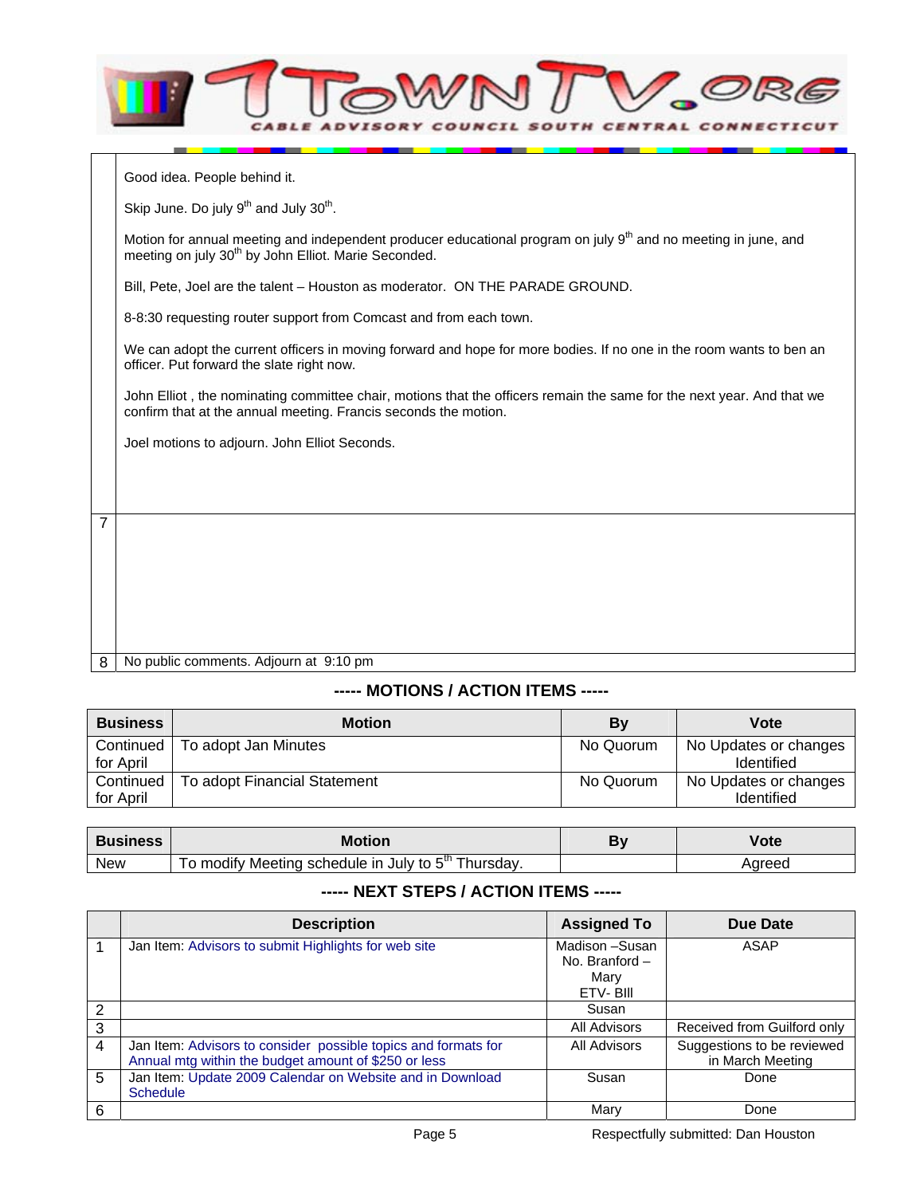| | |
|---|---|
| | Good idea. People behind it.<br><br>Skip June. Do july 9th and July 30th.<br><br>Motion for annual meeting and independent producer educational program on july 9th and no meeting in june, and meeting on july 30th by John Elliot. Marie Seconded.<br><br>Bill, Pete, Joel are the talent – Houston as moderator. ON THE PARADE GROUND.<br><br>8-8:30 requesting router support from Comcast and from each town.<br><br>We can adopt the current officers in moving forward and hope for more bodies. If no one in the room wants to ben an officer. Put forward the slate right now.<br><br>John Elliot , the nominating committee chair, motions that the officers remain the same for the next year. And that we confirm that at the annual meeting. Francis seconds the motion.<br><br>Joel motions to adjourn. John Elliot Seconds. |
| 7 | |
| 8 | No public comments. Adjourn at 9:10 pm |

## ----- MOTIONS / ACTION ITEMS -----

| Business | Motion | By | Vote |
|---|---|---|---|
| Continued for April | To adopt Jan Minutes | No Quorum | No Updates or changes Identified |
| Continued for April | To adopt Financial Statement | No Quorum | No Updates or changes Identified |

| Business | Motion | By | Vote |
|---|---|---|---|
| New | To modify Meeting schedule in July to 5th Thursday. | | Agreed |

## ----- NEXT STEPS / ACTION ITEMS -----

| | Description | Assigned To | Due Date |
|---|---|---|---|
| 1 | Jan Item: Advisors to submit Highlights for web site | Madison –Susan<br>No. Branford – Mary<br>ETV- BIll | ASAP |
| 2 | | Susan | |
| 3 | | All Advisors | Received from Guilford only |
| 4 | Jan Item: Advisors to consider possible topics and formats for Annual mtg within the budget amount of $250 or less | All Advisors | Suggestions to be reviewed in March Meeting |
| 5 | Jan Item: Update 2009 Calendar on Website and in Download Schedule | Susan | Done |
| 6 | | Mary | Done |

Respectfully submitted: Dan Houston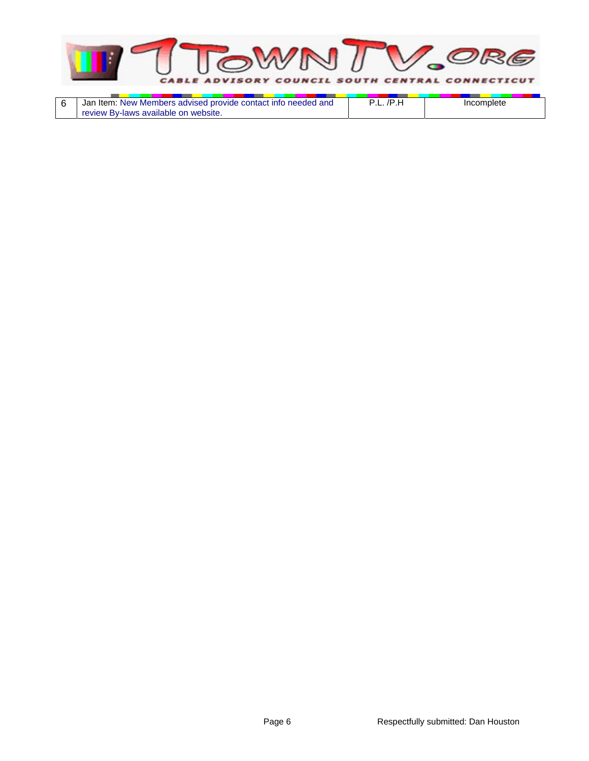| | | | |
|---|---|---|---|
| 6 | Jan Item: New Members advised provide contact info needed and review By-laws available on website. | P.L. /P.H | Incomplete |

Respectfully submitted: Dan Houston